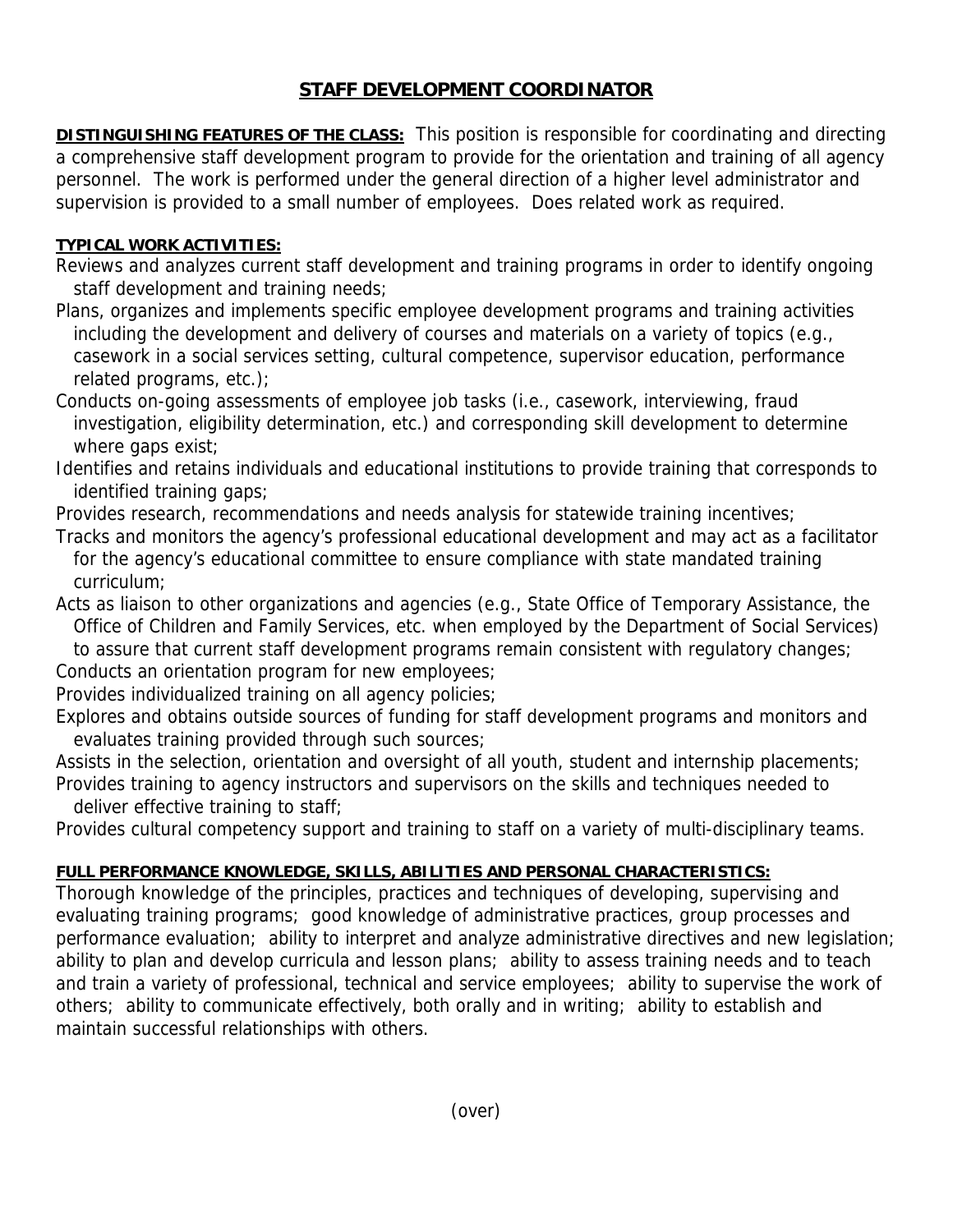# STAFF DEVELOPMENT COORDINATOR

**DISTINGUISHING FEATURES OF THE CLASS:** This position is responsible for coordinating and directing a comprehensive staff development program to provide for the orientation and training of all agency personnel. The work is performed under the general direction of a higher level administrator and supervision is provided to a small number of employees. Does related work as required.

**TYPICAL WORK ACTIVITIES:**

Reviews and analyzes current staff development and training programs in order to identify ongoing staff development and training needs;

Plans, organizes and implements specific employee development programs and training activities including the development and delivery of courses and materials on a variety of topics (e.g., casework in a social services setting, cultural competence, supervisor education, performance related programs, etc.);

Conducts on-going assessments of employee job tasks (i.e., casework, interviewing, fraud investigation, eligibility determination, etc.) and corresponding skill development to determine where gaps exist;

Identifies and retains individuals and educational institutions to provide training that corresponds to identified training gaps;

Provides research, recommendations and needs analysis for statewide training incentives;

Tracks and monitors the agency's professional educational development and may act as a facilitator for the agency's educational committee to ensure compliance with state mandated training curriculum;

Acts as liaison to other organizations and agencies (e.g., State Office of Temporary Assistance, the Office of Children and Family Services, etc. when employed by the Department of Social Services) to assure that current staff development programs remain consistent with regulatory changes;

Conducts an orientation program for new employees;

Provides individualized training on all agency policies;

Explores and obtains outside sources of funding for staff development programs and monitors and evaluates training provided through such sources;

Assists in the selection, orientation and oversight of all youth, student and internship placements;

Provides training to agency instructors and supervisors on the skills and techniques needed to deliver effective training to staff;

Provides cultural competency support and training to staff on a variety of multi-disciplinary teams.

**FULL PERFORMANCE KNOWLEDGE, SKILLS, ABILITIES AND PERSONAL CHARACTERISTICS:**

Thorough knowledge of the principles, practices and techniques of developing, supervising and evaluating training programs; good knowledge of administrative practices, group processes and performance evaluation; ability to interpret and analyze administrative directives and new legislation; ability to plan and develop curricula and lesson plans; ability to assess training needs and to teach and train a variety of professional, technical and service employees; ability to supervise the work of others; ability to communicate effectively, both orally and in writing; ability to establish and maintain successful relationships with others.

(over)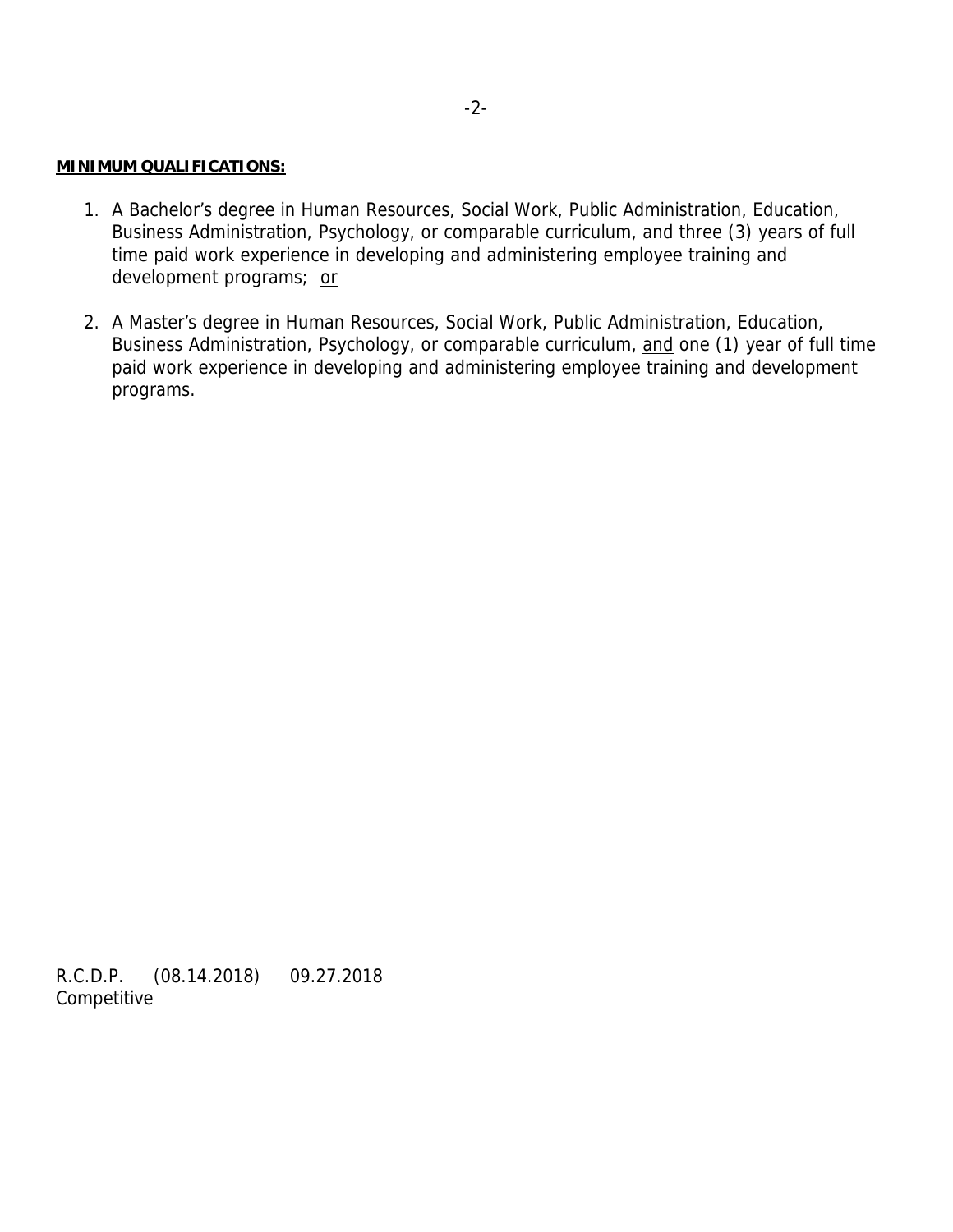**<u>MINIMUM QUALIFICATIONS:</u>**

1. A Bachelor's degree in Human Resources, Social Work, Public Administration, Education, Business Administration, Psychology, or comparable curriculum, <u>and</u> three (3) years of full time paid work experience in developing and administering employee training and development programs; <u>or</u>

2. A Master's degree in Human Resources, Social Work, Public Administration, Education, Business Administration, Psychology, or comparable curriculum, <u>and</u> one (1) year of full time paid work experience in developing and administering employee training and development programs.

R.C.D.P. (08.14.2018) 09.27.2018
Competitive